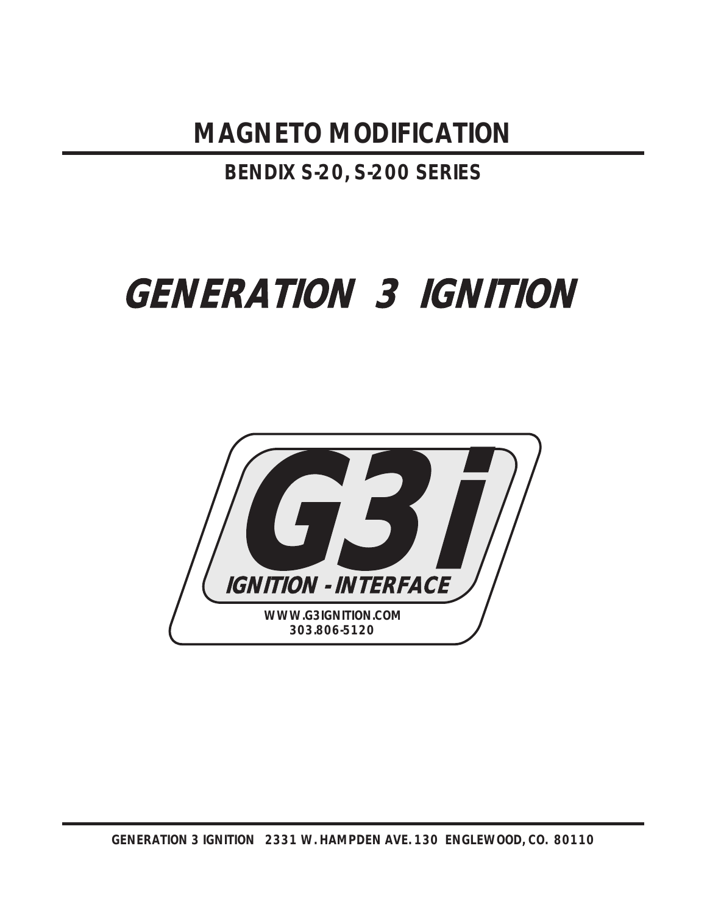# MAGNETO MODIFICATION

## BENDIX S-20, S-200 SERIES

# GENERATION 3 IGNITION

**G3i**

**IGNITION - INTERFACE**

**WWW.G3IGNITION.COM**
**303.806-5120**

**GENERATION 3 IGNITION 2331 W. HAMPDEN AVE. 130 ENGLEWOOD, CO. 80110**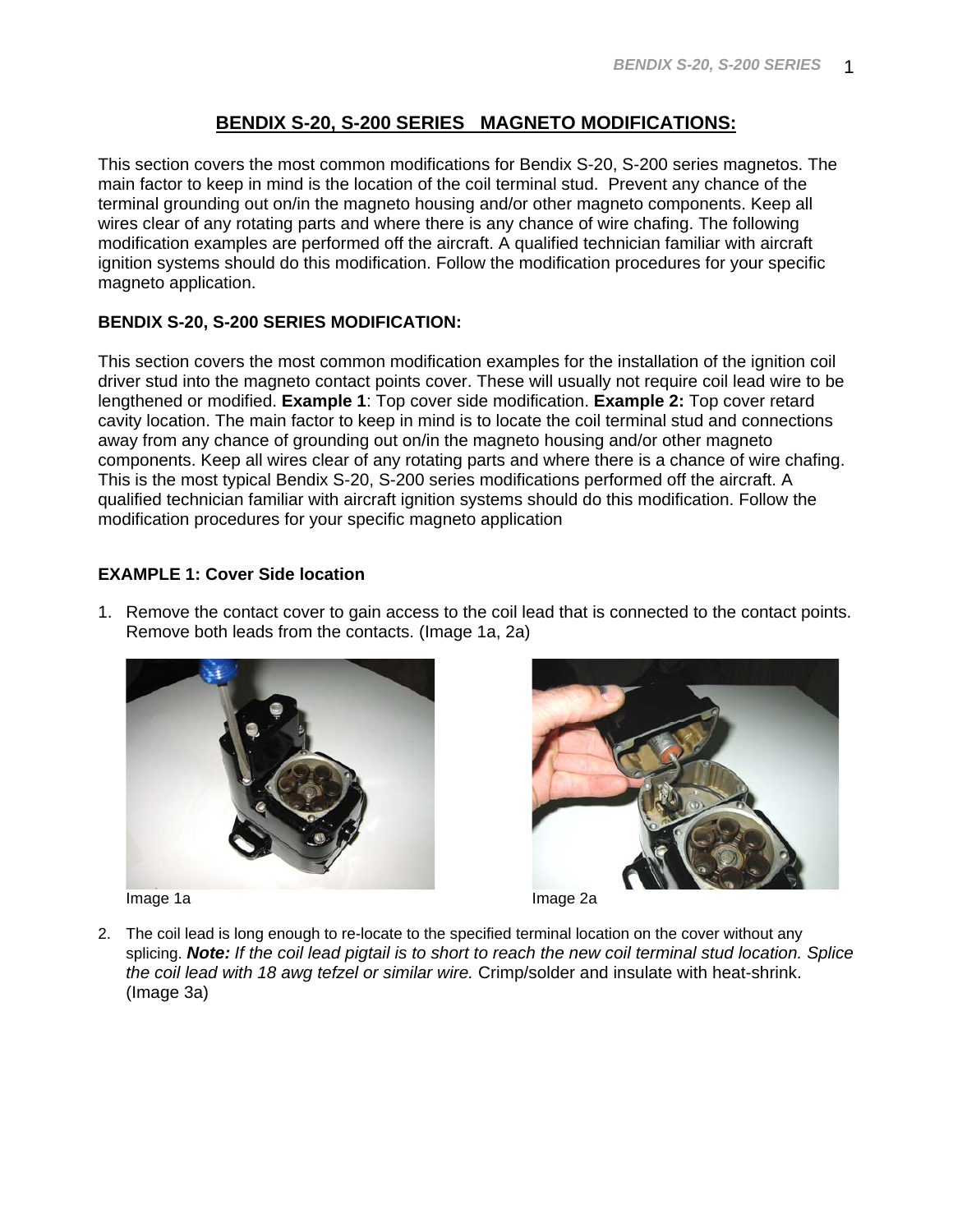# BENDIX S-20, S-200 SERIES MAGNETO MODIFICATIONS:

This section covers the most common modifications for Bendix S-20, S-200 series magnetos. The main factor to keep in mind is the location of the coil terminal stud. Prevent any chance of the terminal grounding out on/in the magneto housing and/or other magneto components. Keep all wires clear of any rotating parts and where there is any chance of wire chafing. The following modification examples are performed off the aircraft. A qualified technician familiar with aircraft ignition systems should do this modification. Follow the modification procedures for your specific magneto application.

**BENDIX S-20, S-200 SERIES MODIFICATION:**

This section covers the most common modification examples for the installation of the ignition coil driver stud into the magneto contact points cover. These will usually not require coil lead wire to be lengthened or modified. **Example 1**: Top cover side modification. **Example 2:** Top cover retard cavity location. The main factor to keep in mind is to locate the coil terminal stud and connections away from any chance of grounding out on/in the magneto housing and/or other magneto components. Keep all wires clear of any rotating parts and where there is a chance of wire chafing. This is the most typical Bendix S-20, S-200 series modifications performed off the aircraft. A qualified technician familiar with aircraft ignition systems should do this modification. Follow the modification procedures for your specific magneto application

**EXAMPLE 1: Cover Side location**

1. Remove the contact cover to gain access to the coil lead that is connected to the contact points. Remove both leads from the contacts. (Image 1a, 2a)

Image 1a

Image 2a

2. The coil lead is long enough to re-locate to the specified terminal location on the cover without any splicing. ***Note:*** *If the coil lead pigtail is to short to reach the new coil terminal stud location. Splice the coil lead with 18 awg tefzel or similar wire.* Crimp/solder and insulate with heat-shrink. (Image 3a)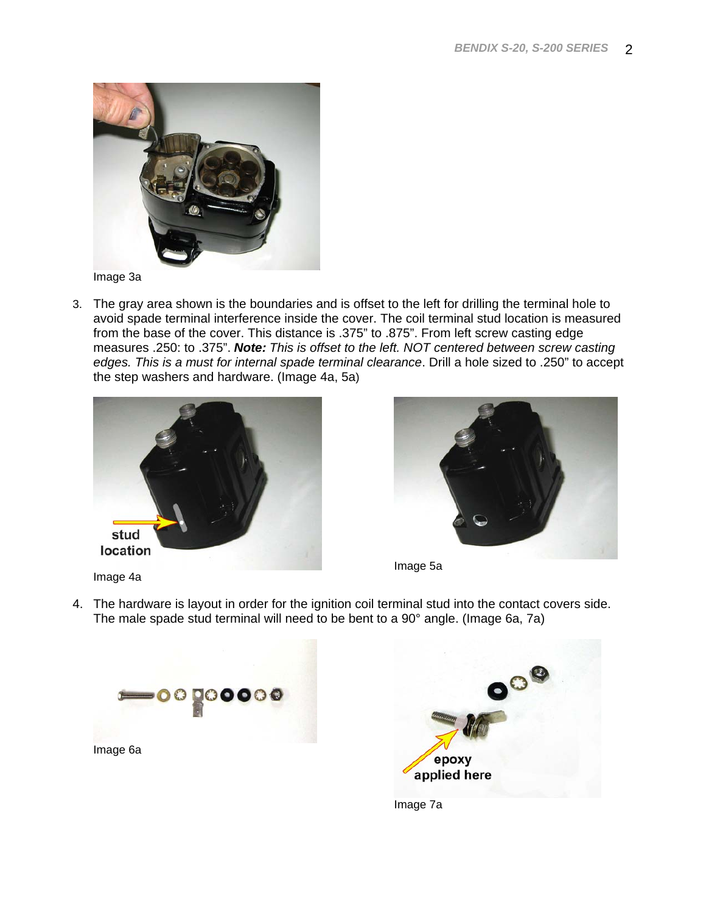Image 3a

3. The gray area shown is the boundaries and is offset to the left for drilling the terminal hole to avoid spade terminal interference inside the cover. The coil terminal stud location is measured from the base of the cover. This distance is .375" to .875". From left screw casting edge measures .250: to .375". ***Note:*** *This is offset to the left. NOT centered between screw casting edges. This is a must for internal spade terminal clearance*. Drill a hole sized to .250" to accept the step washers and hardware. (Image 4a, 5a)

Image 4a

Image 5a

4. The hardware is layout in order for the ignition coil terminal stud into the contact covers side. The male spade stud terminal will need to be bent to a 90° angle. (Image 6a, 7a)

Image 6a

Image 7a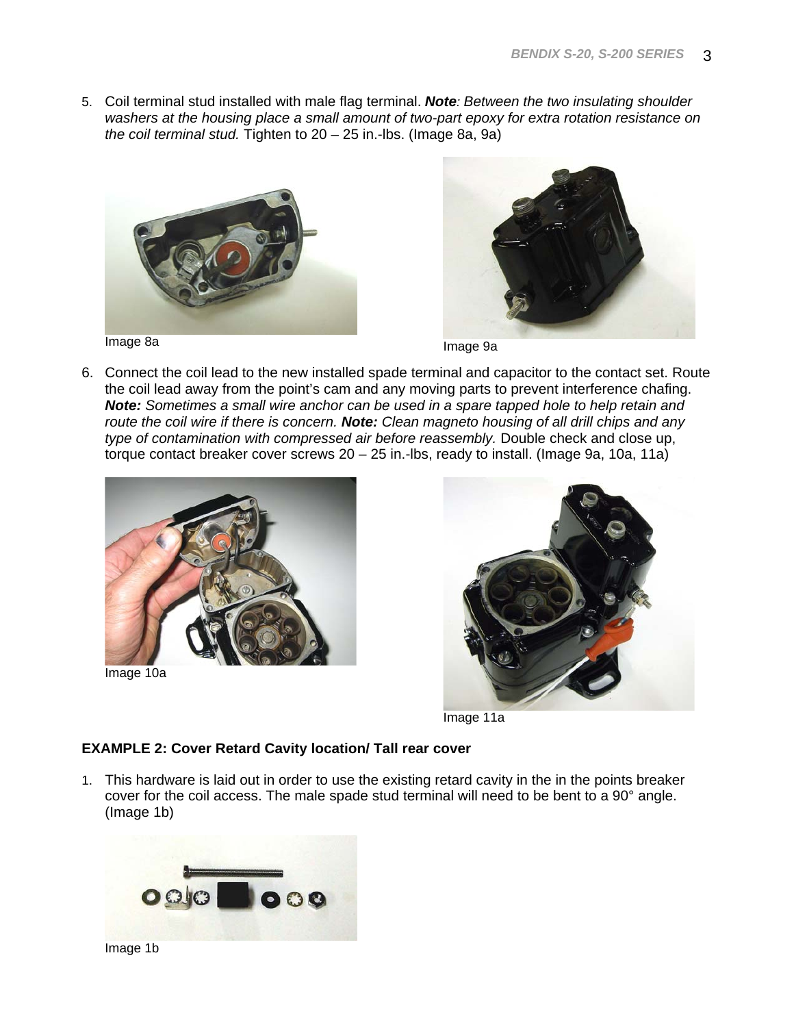5. Coil terminal stud installed with male flag terminal. ***Note****: Between the two insulating shoulder washers at the housing place a small amount of two-part epoxy for extra rotation resistance on the coil terminal stud.* Tighten to 20 – 25 in.-lbs. (Image 8a, 9a)

Image 8a

Image 9a

6. Connect the coil lead to the new installed spade terminal and capacitor to the contact set. Route the coil lead away from the point's cam and any moving parts to prevent interference chafing. ***Note:*** *Sometimes a small wire anchor can be used in a spare tapped hole to help retain and route the coil wire if there is concern.* ***Note:*** *Clean magneto housing of all drill chips and any type of contamination with compressed air before reassembly.* Double check and close up, torque contact breaker cover screws 20 – 25 in.-lbs, ready to install. (Image 9a, 10a, 11a)

Image 10a

Image 11a

**EXAMPLE 2: Cover Retard Cavity location/ Tall rear cover**

1. This hardware is laid out in order to use the existing retard cavity in the in the points breaker cover for the coil access. The male spade stud terminal will need to be bent to a 90° angle. (Image 1b)

Image 1b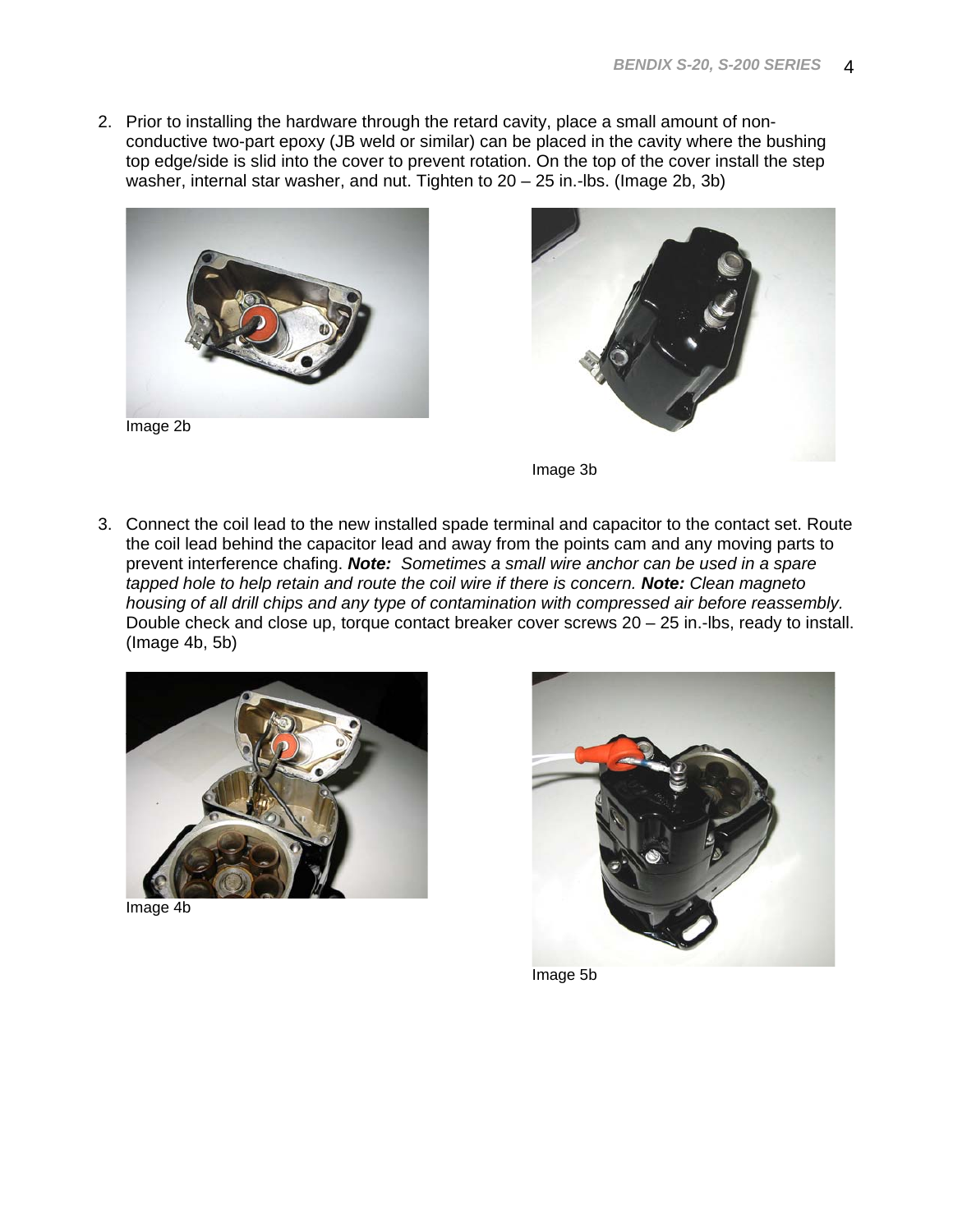2. Prior to installing the hardware through the retard cavity, place a small amount of non-conductive two-part epoxy (JB weld or similar) can be placed in the cavity where the bushing top edge/side is slid into the cover to prevent rotation. On the top of the cover install the step washer, internal star washer, and nut. Tighten to 20 – 25 in.-lbs. (Image 2b, 3b)

Image 2b

Image 3b

3. Connect the coil lead to the new installed spade terminal and capacitor to the contact set. Route the coil lead behind the capacitor lead and away from the points cam and any moving parts to prevent interference chafing. ***Note:*** *Sometimes a small wire anchor can be used in a spare tapped hole to help retain and route the coil wire if there is concern.* ***Note:*** *Clean magneto housing of all drill chips and any type of contamination with compressed air before reassembly.* Double check and close up, torque contact breaker cover screws 20 – 25 in.-lbs, ready to install. (Image 4b, 5b)

Image 4b

Image 5b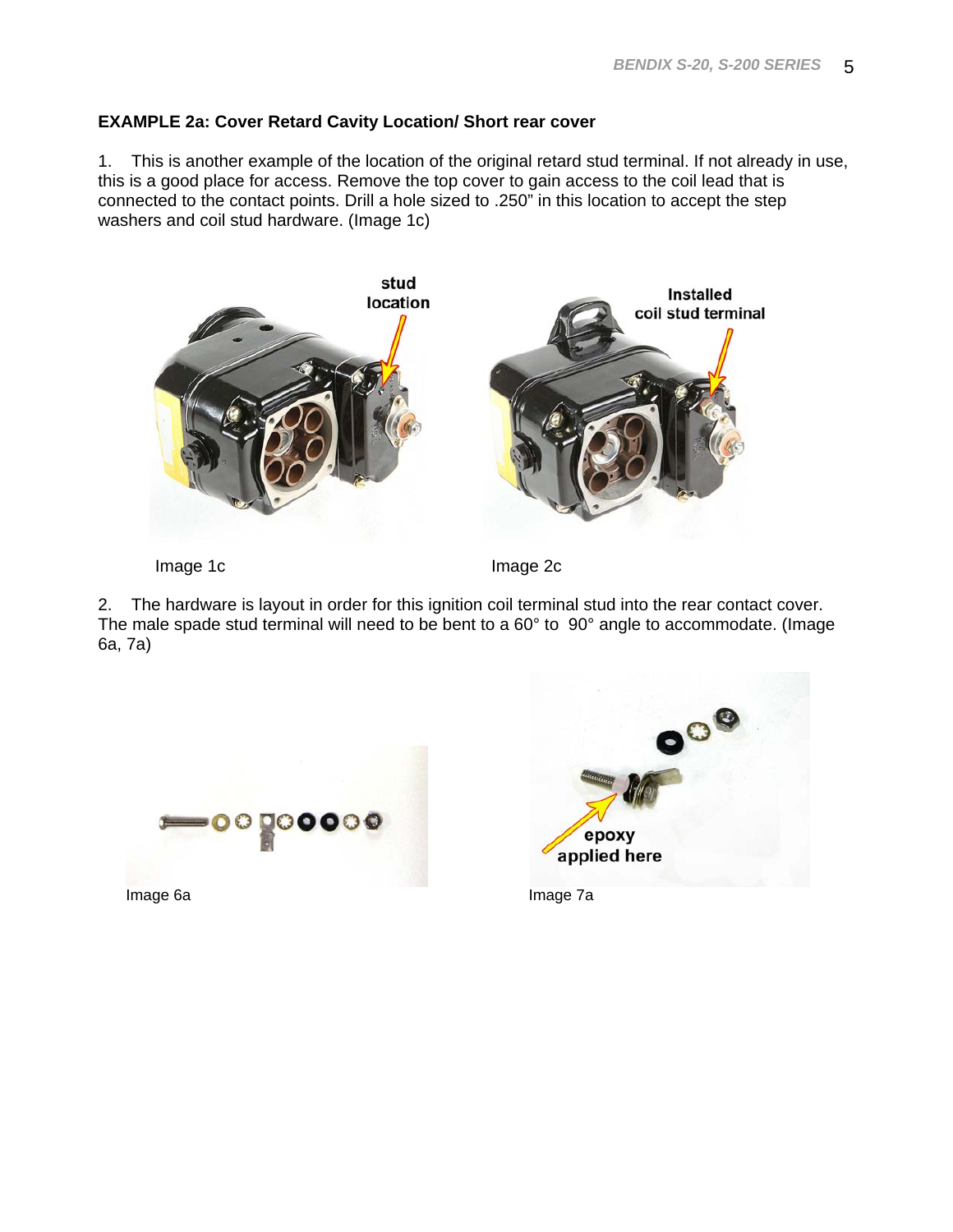**EXAMPLE 2a: Cover Retard Cavity Location/ Short rear cover**

1. This is another example of the location of the original retard stud terminal. If not already in use, this is a good place for access. Remove the top cover to gain access to the coil lead that is connected to the contact points. Drill a hole sized to .250" in this location to accept the step washers and coil stud hardware. (Image 1c)

stud location

Installed coil stud terminal

Image 1c

Image 2c

2. The hardware is layout in order for this ignition coil terminal stud into the rear contact cover. The male spade stud terminal will need to be bent to a 60° to 90° angle to accommodate. (Image 6a, 7a)

epoxy applied here

Image 6a

Image 7a